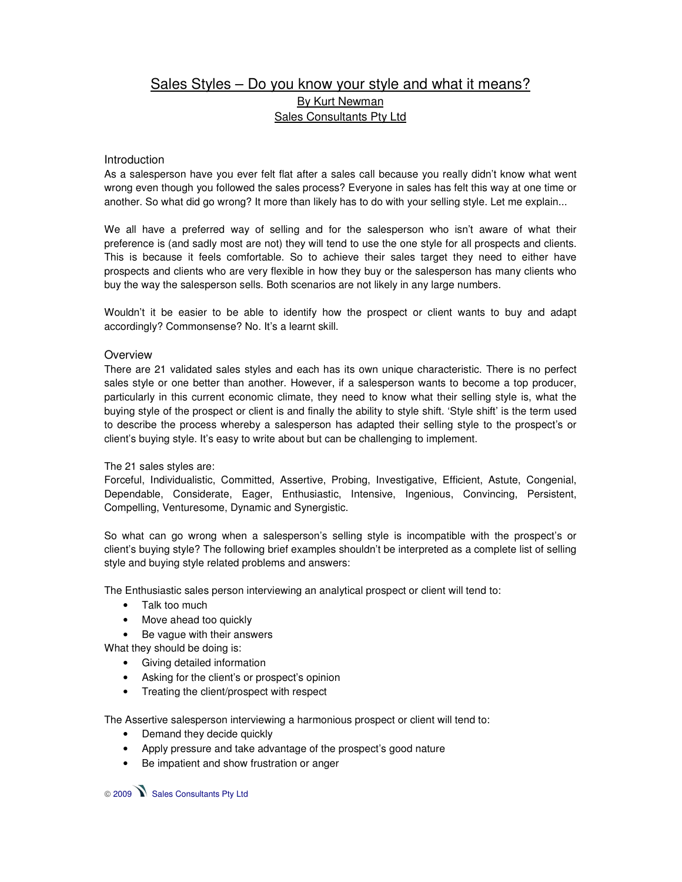# Sales Styles – Do you know your style and what it means?

**By Kurt Newman**

**Sales Consultants Pty Ltd**

## Introduction

As a salesperson have you ever felt flat after a sales call because you really didn't know what went wrong even though you followed the sales process? Everyone in sales has felt this way at one time or another. So what did go wrong? It more than likely has to do with your selling style. Let me explain...

We all have a preferred way of selling and for the salesperson who isn't aware of what their preference is (and sadly most are not) they will tend to use the one style for all prospects and clients. This is because it feels comfortable. So to achieve their sales target they need to either have prospects and clients who are very flexible in how they buy or the salesperson has many clients who buy the way the salesperson sells. Both scenarios are not likely in any large numbers.

Wouldn't it be easier to be able to identify how the prospect or client wants to buy and adapt accordingly? Commonsense? No. It's a learnt skill.

## Overview

There are 21 validated sales styles and each has its own unique characteristic. There is no perfect sales style or one better than another. However, if a salesperson wants to become a top producer, particularly in this current economic climate, they need to know what their selling style is, what the buying style of the prospect or client is and finally the ability to style shift. 'Style shift' is the term used to describe the process whereby a salesperson has adapted their selling style to the prospect's or client's buying style. It's easy to write about but can be challenging to implement.

The 21 sales styles are:
Forceful, Individualistic, Committed, Assertive, Probing, Investigative, Efficient, Astute, Congenial, Dependable, Considerate, Eager, Enthusiastic, Intensive, Ingenious, Convincing, Persistent, Compelling, Venturesome, Dynamic and Synergistic.

So what can go wrong when a salesperson's selling style is incompatible with the prospect's or client's buying style? The following brief examples shouldn't be interpreted as a complete list of selling style and buying style related problems and answers:

The Enthusiastic sales person interviewing an analytical prospect or client will tend to:

- Talk too much
- Move ahead too quickly
- Be vague with their answers

What they should be doing is:

- Giving detailed information
- Asking for the client's or prospect's opinion
- Treating the client/prospect with respect

The Assertive salesperson interviewing a harmonious prospect or client will tend to:

- Demand they decide quickly
- Apply pressure and take advantage of the prospect's good nature
- Be impatient and show frustration or anger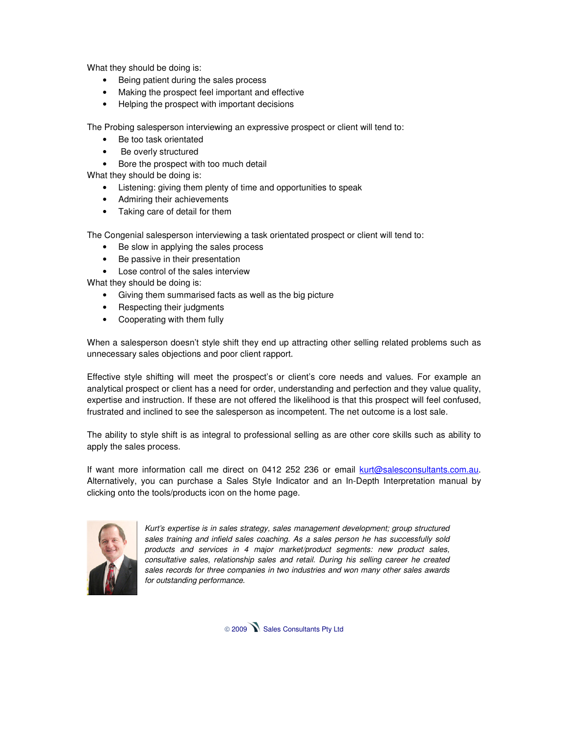What they should be doing is:

- Being patient during the sales process
- Making the prospect feel important and effective
- Helping the prospect with important decisions

The Probing salesperson interviewing an expressive prospect or client will tend to:

- Be too task orientated
- Be overly structured
- Bore the prospect with too much detail

What they should be doing is:

- Listening: giving them plenty of time and opportunities to speak
- Admiring their achievements
- Taking care of detail for them

The Congenial salesperson interviewing a task orientated prospect or client will tend to:

- Be slow in applying the sales process
- Be passive in their presentation
- Lose control of the sales interview

What they should be doing is:

- Giving them summarised facts as well as the big picture
- Respecting their judgments
- Cooperating with them fully

When a salesperson doesn't style shift they end up attracting other selling related problems such as unnecessary sales objections and poor client rapport.

Effective style shifting will meet the prospect's or client's core needs and values. For example an analytical prospect or client has a need for order, understanding and perfection and they value quality, expertise and instruction. If these are not offered the likelihood is that this prospect will feel confused, frustrated and inclined to see the salesperson as incompetent. The net outcome is a lost sale.

The ability to style shift is as integral to professional selling as are other core skills such as ability to apply the sales process.

If want more information call me direct on 0412 252 236 or email kurt@salesconsultants.com.au. Alternatively, you can purchase a Sales Style Indicator and an In-Depth Interpretation manual by clicking onto the tools/products icon on the home page.

*Kurt's expertise is in sales strategy, sales management development; group structured sales training and infield sales coaching. As a sales person he has successfully sold products and services in 4 major market/product segments: new product sales, consultative sales, relationship sales and retail. During his selling career he created sales records for three companies in two industries and won many other sales awards for outstanding performance.*

© 2009 Sales Consultants Pty Ltd